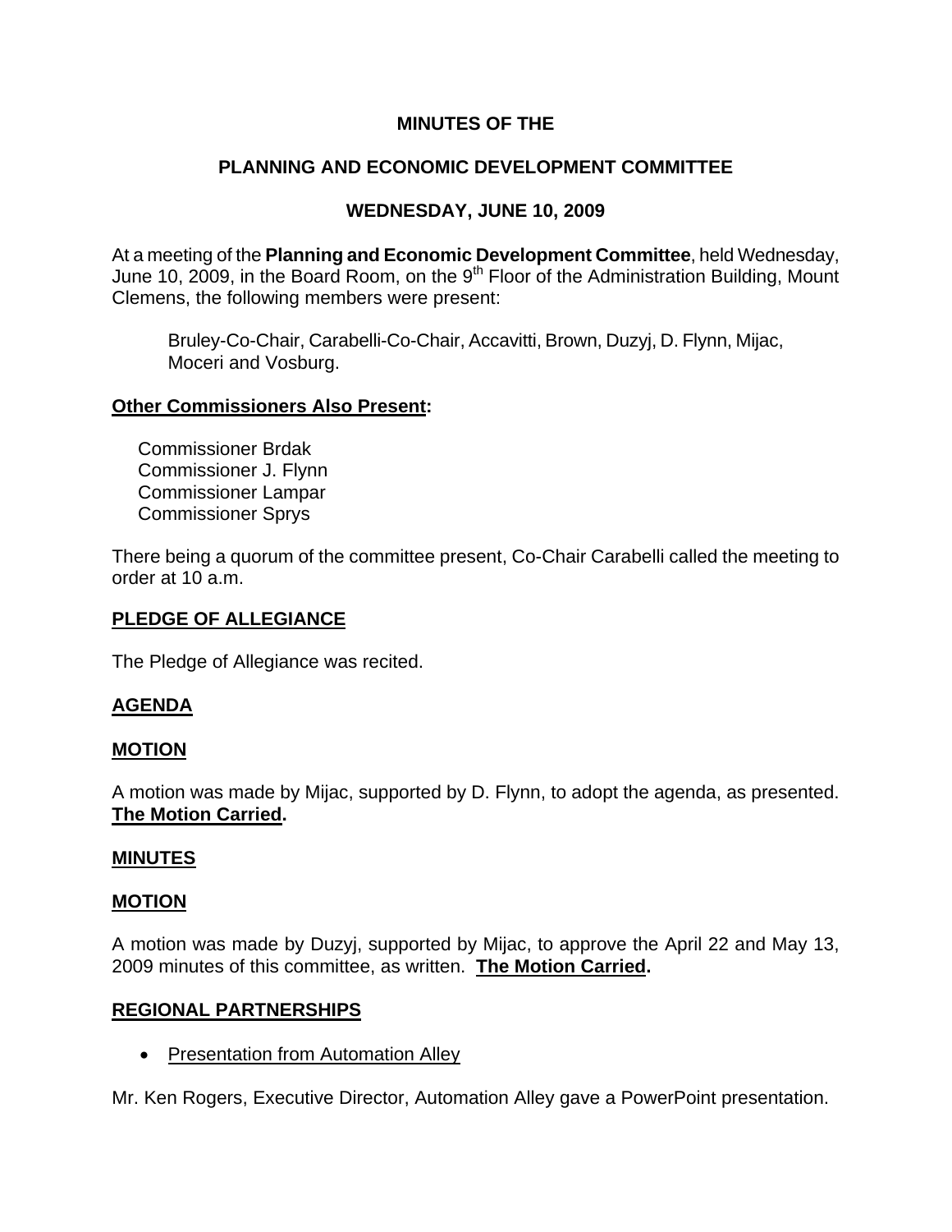# MINUTES OF THE

## PLANNING AND ECONOMIC DEVELOPMENT COMMITTEE

## WEDNESDAY, JUNE 10, 2009

At a meeting of the **Planning and Economic Development Committee**, held Wednesday, June 10, 2009, in the Board Room, on the 9th Floor of the Administration Building, Mount Clemens, the following members were present:

> Bruley-Co-Chair, Carabelli-Co-Chair, Accavitti, Brown, Duzyj, D. Flynn, Mijac, Moceri and Vosburg.

**Other Commissioners Also Present:**

Commissioner Brdak
Commissioner J. Flynn
Commissioner Lampar
Commissioner Sprys

There being a quorum of the committee present, Co-Chair Carabelli called the meeting to order at 10 a.m.

**PLEDGE OF ALLEGIANCE**

The Pledge of Allegiance was recited.

**AGENDA**

**MOTION**

A motion was made by Mijac, supported by D. Flynn, to adopt the agenda, as presented. **The Motion Carried.**

**MINUTES**

**MOTION**

A motion was made by Duzyj, supported by Mijac, to approve the April 22 and May 13, 2009 minutes of this committee, as written. **The Motion Carried.**

**REGIONAL PARTNERSHIPS**

- Presentation from Automation Alley

Mr. Ken Rogers, Executive Director, Automation Alley gave a PowerPoint presentation.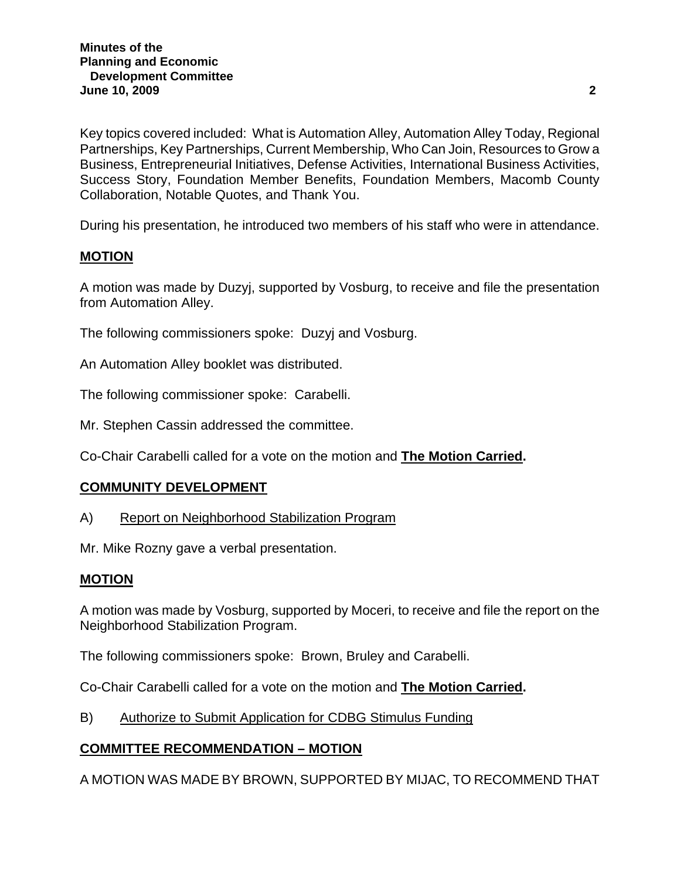Key topics covered included: What is Automation Alley, Automation Alley Today, Regional Partnerships, Key Partnerships, Current Membership, Who Can Join, Resources to Grow a Business, Entrepreneurial Initiatives, Defense Activities, International Business Activities, Success Story, Foundation Member Benefits, Foundation Members, Macomb County Collaboration, Notable Quotes, and Thank You.

During his presentation, he introduced two members of his staff who were in attendance.

## MOTION

A motion was made by Duzyj, supported by Vosburg, to receive and file the presentation from Automation Alley.

The following commissioners spoke: Duzyj and Vosburg.

An Automation Alley booklet was distributed.

The following commissioner spoke: Carabelli.

Mr. Stephen Cassin addressed the committee.

Co-Chair Carabelli called for a vote on the motion and **The Motion Carried.**

## COMMUNITY DEVELOPMENT

A) Report on Neighborhood Stabilization Program

Mr. Mike Rozny gave a verbal presentation.

## MOTION

A motion was made by Vosburg, supported by Moceri, to receive and file the report on the Neighborhood Stabilization Program.

The following commissioners spoke: Brown, Bruley and Carabelli.

Co-Chair Carabelli called for a vote on the motion and **The Motion Carried.**

B) Authorize to Submit Application for CDBG Stimulus Funding

## COMMITTEE RECOMMENDATION – MOTION

A MOTION WAS MADE BY BROWN, SUPPORTED BY MIJAC, TO RECOMMEND THAT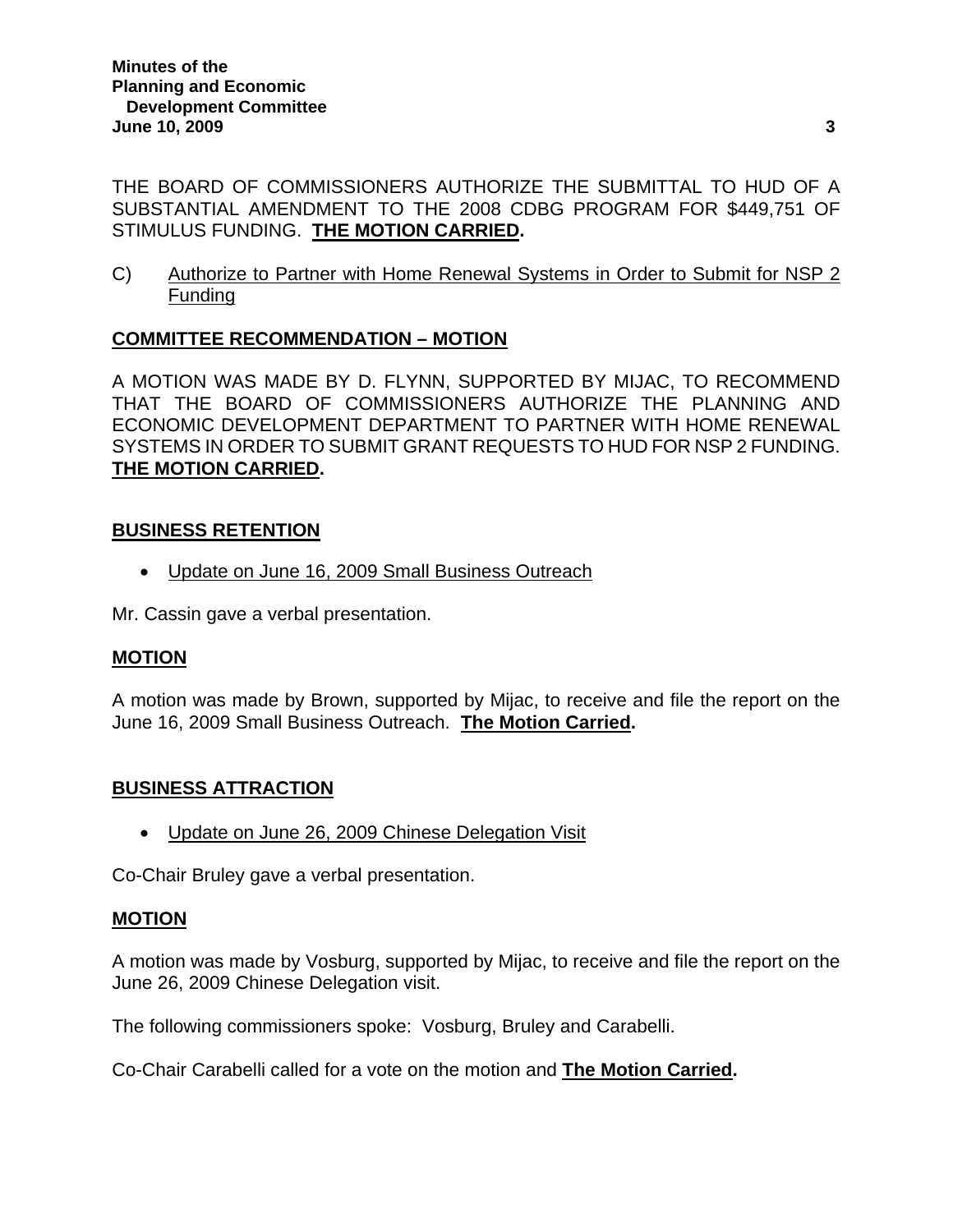THE BOARD OF COMMISSIONERS AUTHORIZE THE SUBMITTAL TO HUD OF A SUBSTANTIAL AMENDMENT TO THE 2008 CDBG PROGRAM FOR $449,751 OF STIMULUS FUNDING. **THE MOTION CARRIED.**

C) Authorize to Partner with Home Renewal Systems in Order to Submit for NSP 2 Funding

**COMMITTEE RECOMMENDATION – MOTION**

A MOTION WAS MADE BY D. FLYNN, SUPPORTED BY MIJAC, TO RECOMMEND THAT THE BOARD OF COMMISSIONERS AUTHORIZE THE PLANNING AND ECONOMIC DEVELOPMENT DEPARTMENT TO PARTNER WITH HOME RENEWAL SYSTEMS IN ORDER TO SUBMIT GRANT REQUESTS TO HUD FOR NSP 2 FUNDING. **THE MOTION CARRIED.**

**BUSINESS RETENTION**

- Update on June 16, 2009 Small Business Outreach

Mr. Cassin gave a verbal presentation.

**MOTION**

A motion was made by Brown, supported by Mijac, to receive and file the report on the June 16, 2009 Small Business Outreach. **The Motion Carried.**

**BUSINESS ATTRACTION**

- Update on June 26, 2009 Chinese Delegation Visit

Co-Chair Bruley gave a verbal presentation.

**MOTION**

A motion was made by Vosburg, supported by Mijac, to receive and file the report on the June 26, 2009 Chinese Delegation visit.

The following commissioners spoke: Vosburg, Bruley and Carabelli.

Co-Chair Carabelli called for a vote on the motion and **The Motion Carried.**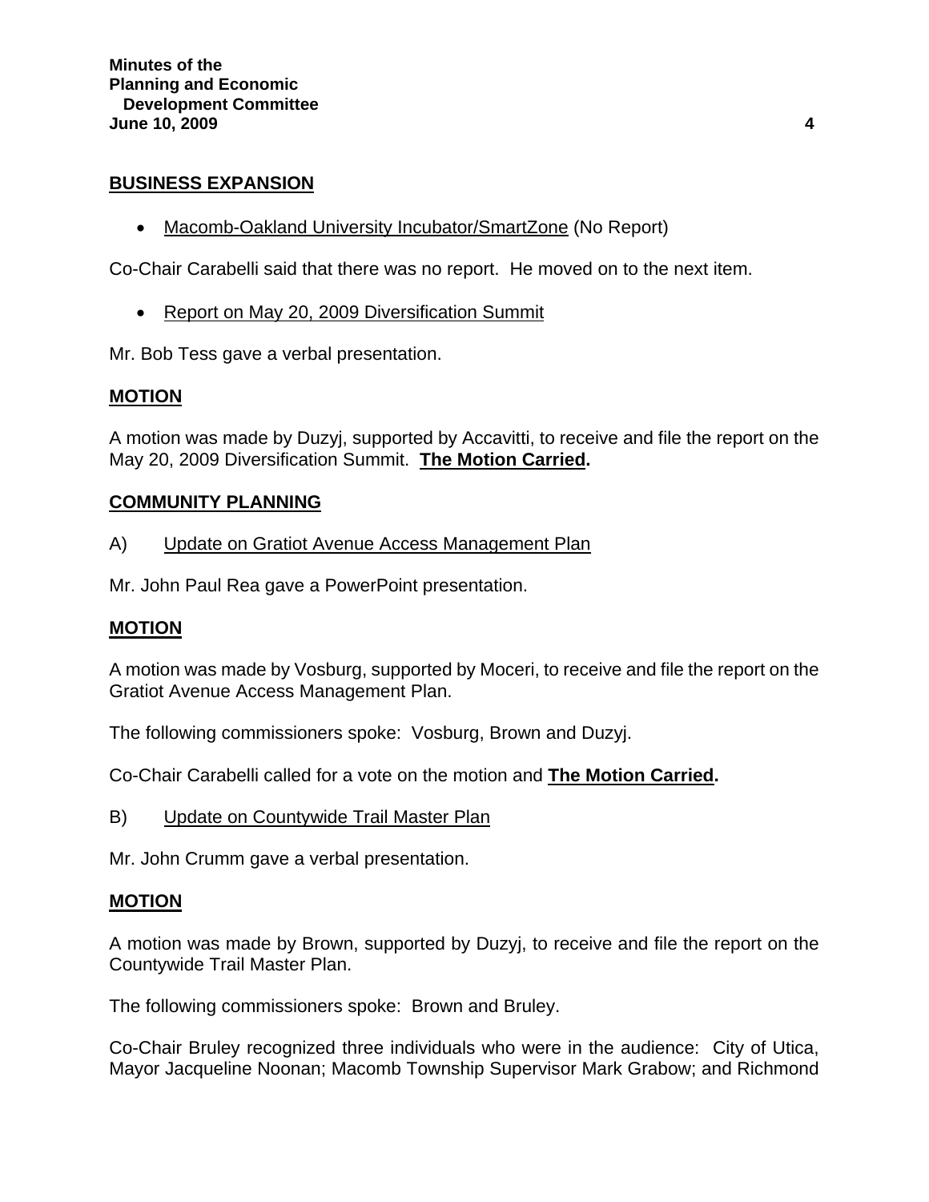## BUSINESS EXPANSION

- Macomb-Oakland University Incubator/SmartZone (No Report)

Co-Chair Carabelli said that there was no report. He moved on to the next item.

- Report on May 20, 2009 Diversification Summit

Mr. Bob Tess gave a verbal presentation.

## MOTION

A motion was made by Duzyj, supported by Accavitti, to receive and file the report on the May 20, 2009 Diversification Summit. **The Motion Carried.**

## COMMUNITY PLANNING

A) Update on Gratiot Avenue Access Management Plan

Mr. John Paul Rea gave a PowerPoint presentation.

## MOTION

A motion was made by Vosburg, supported by Moceri, to receive and file the report on the Gratiot Avenue Access Management Plan.

The following commissioners spoke: Vosburg, Brown and Duzyj.

Co-Chair Carabelli called for a vote on the motion and **The Motion Carried.**

B) Update on Countywide Trail Master Plan

Mr. John Crumm gave a verbal presentation.

## MOTION

A motion was made by Brown, supported by Duzyj, to receive and file the report on the Countywide Trail Master Plan.

The following commissioners spoke: Brown and Bruley.

Co-Chair Bruley recognized three individuals who were in the audience: City of Utica, Mayor Jacqueline Noonan; Macomb Township Supervisor Mark Grabow; and Richmond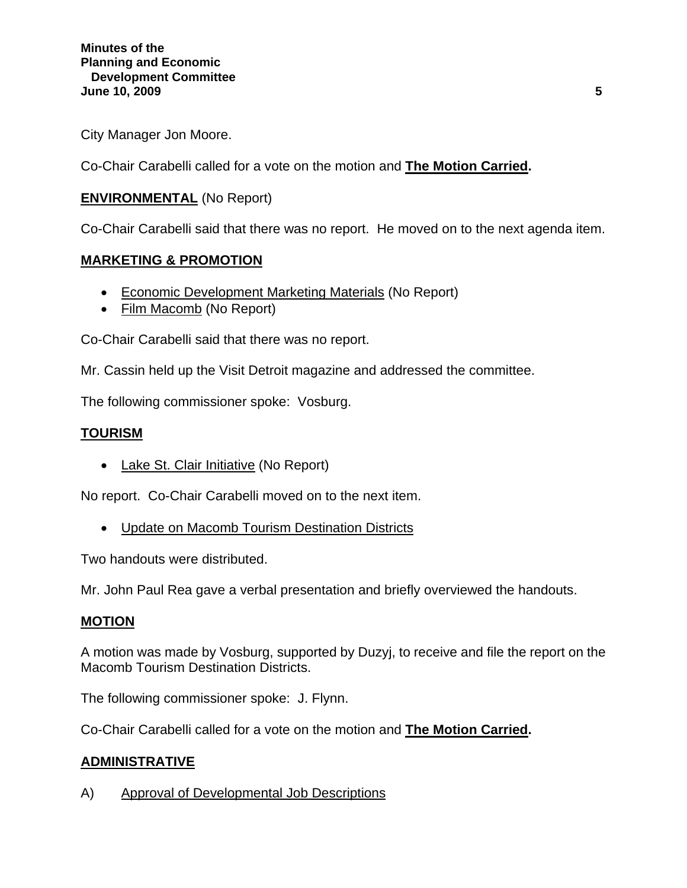City Manager Jon Moore.

Co-Chair Carabelli called for a vote on the motion and **The Motion Carried.**

**ENVIRONMENTAL** (No Report)

Co-Chair Carabelli said that there was no report. He moved on to the next agenda item.

**MARKETING & PROMOTION**

- Economic Development Marketing Materials (No Report)
- Film Macomb (No Report)

Co-Chair Carabelli said that there was no report.

Mr. Cassin held up the Visit Detroit magazine and addressed the committee.

The following commissioner spoke: Vosburg.

**TOURISM**

- Lake St. Clair Initiative (No Report)

No report. Co-Chair Carabelli moved on to the next item.

- Update on Macomb Tourism Destination Districts

Two handouts were distributed.

Mr. John Paul Rea gave a verbal presentation and briefly overviewed the handouts.

**MOTION**

A motion was made by Vosburg, supported by Duzyj, to receive and file the report on the Macomb Tourism Destination Districts.

The following commissioner spoke: J. Flynn.

Co-Chair Carabelli called for a vote on the motion and **The Motion Carried.**

**ADMINISTRATIVE**

A) Approval of Developmental Job Descriptions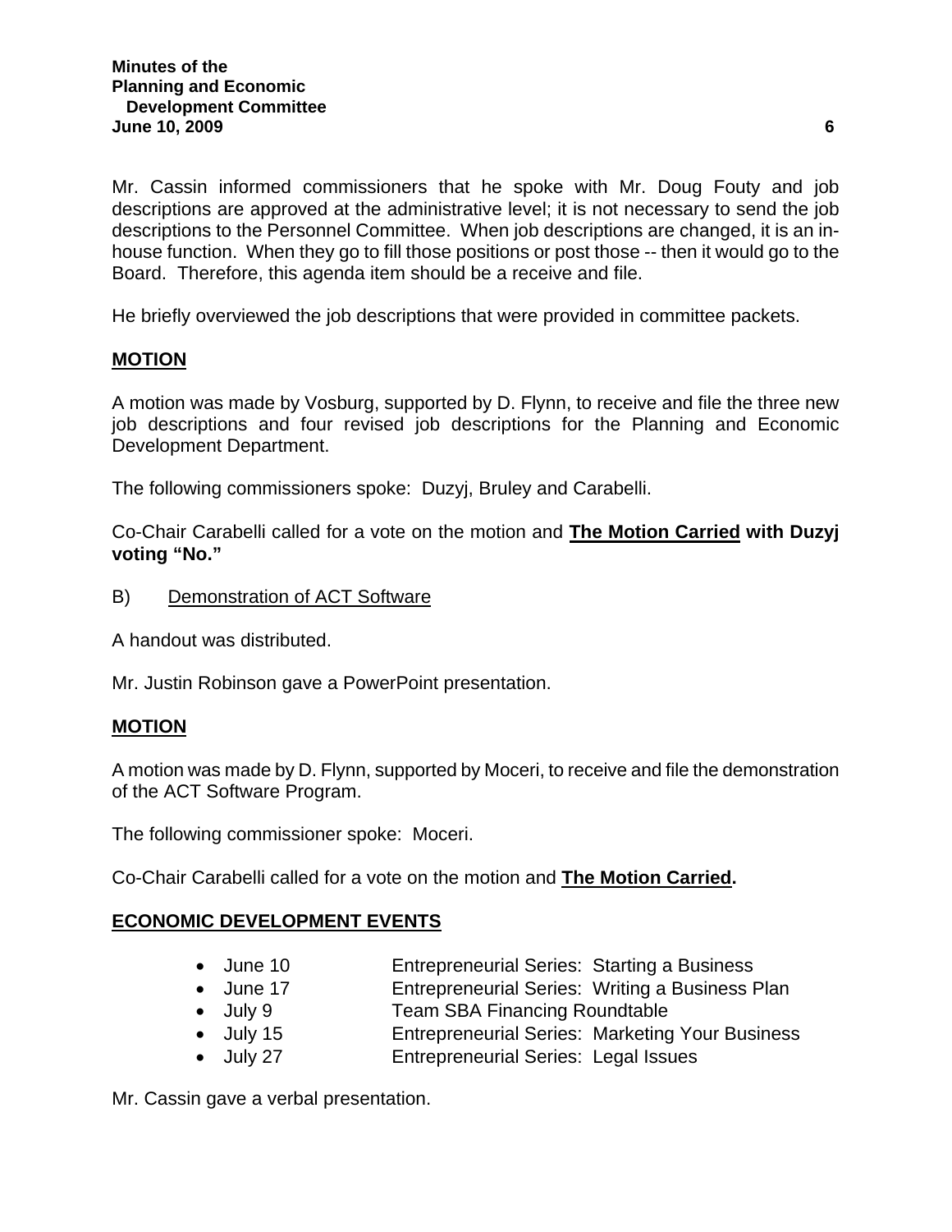Mr. Cassin informed commissioners that he spoke with Mr. Doug Fouty and job descriptions are approved at the administrative level; it is not necessary to send the job descriptions to the Personnel Committee. When job descriptions are changed, it is an in-house function. When they go to fill those positions or post those -- then it would go to the Board. Therefore, this agenda item should be a receive and file.

He briefly overviewed the job descriptions that were provided in committee packets.

**MOTION**

A motion was made by Vosburg, supported by D. Flynn, to receive and file the three new job descriptions and four revised job descriptions for the Planning and Economic Development Department.

The following commissioners spoke: Duzyj, Bruley and Carabelli.

Co-Chair Carabelli called for a vote on the motion and **The Motion Carried with Duzyj voting "No."**

B) Demonstration of ACT Software

A handout was distributed.

Mr. Justin Robinson gave a PowerPoint presentation.

**MOTION**

A motion was made by D. Flynn, supported by Moceri, to receive and file the demonstration of the ACT Software Program.

The following commissioner spoke: Moceri.

Co-Chair Carabelli called for a vote on the motion and **The Motion Carried.**

## ECONOMIC DEVELOPMENT EVENTS

- June 10 — Entrepreneurial Series: Starting a Business
- June 17 — Entrepreneurial Series: Writing a Business Plan
- July 9 — Team SBA Financing Roundtable
- July 15 — Entrepreneurial Series: Marketing Your Business
- July 27 — Entrepreneurial Series: Legal Issues

Mr. Cassin gave a verbal presentation.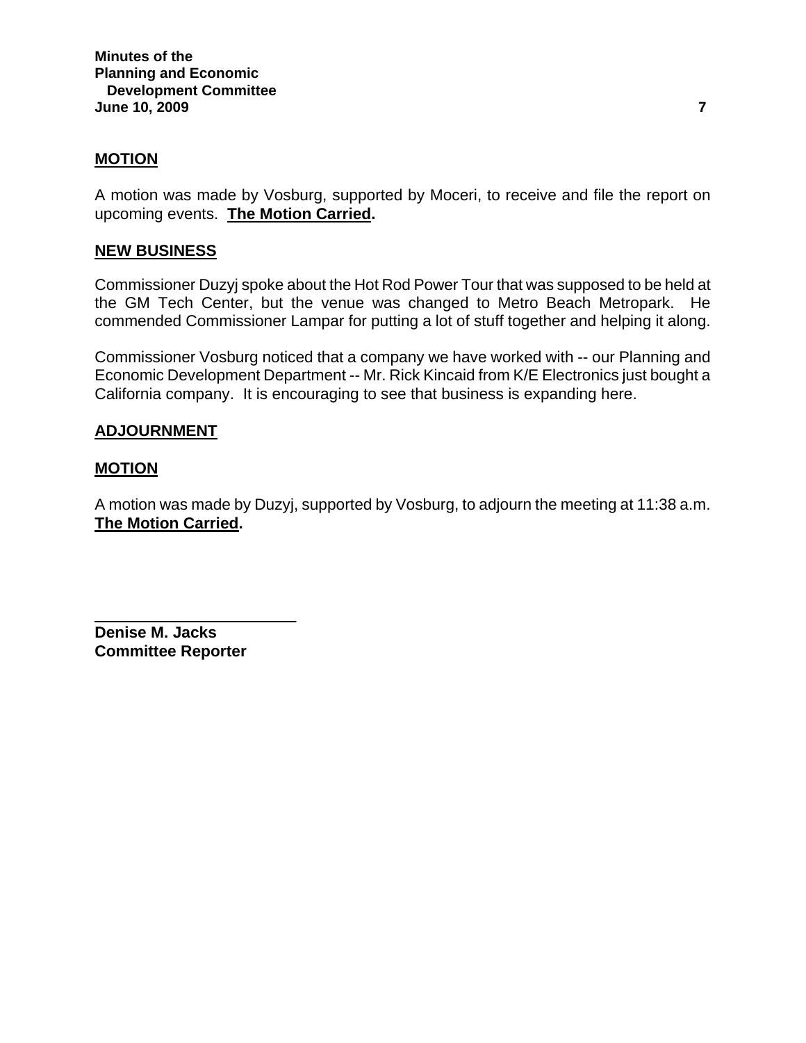## MOTION

A motion was made by Vosburg, supported by Moceri, to receive and file the report on upcoming events. **The Motion Carried.**

## NEW BUSINESS

Commissioner Duzyj spoke about the Hot Rod Power Tour that was supposed to be held at the GM Tech Center, but the venue was changed to Metro Beach Metropark. He commended Commissioner Lampar for putting a lot of stuff together and helping it along.

Commissioner Vosburg noticed that a company we have worked with -- our Planning and Economic Development Department -- Mr. Rick Kincaid from K/E Electronics just bought a California company. It is encouraging to see that business is expanding here.

## ADJOURNMENT

## MOTION

A motion was made by Duzyj, supported by Vosburg, to adjourn the meeting at 11:38 a.m. **The Motion Carried.**

______________________

**Denise M. Jacks**
**Committee Reporter**